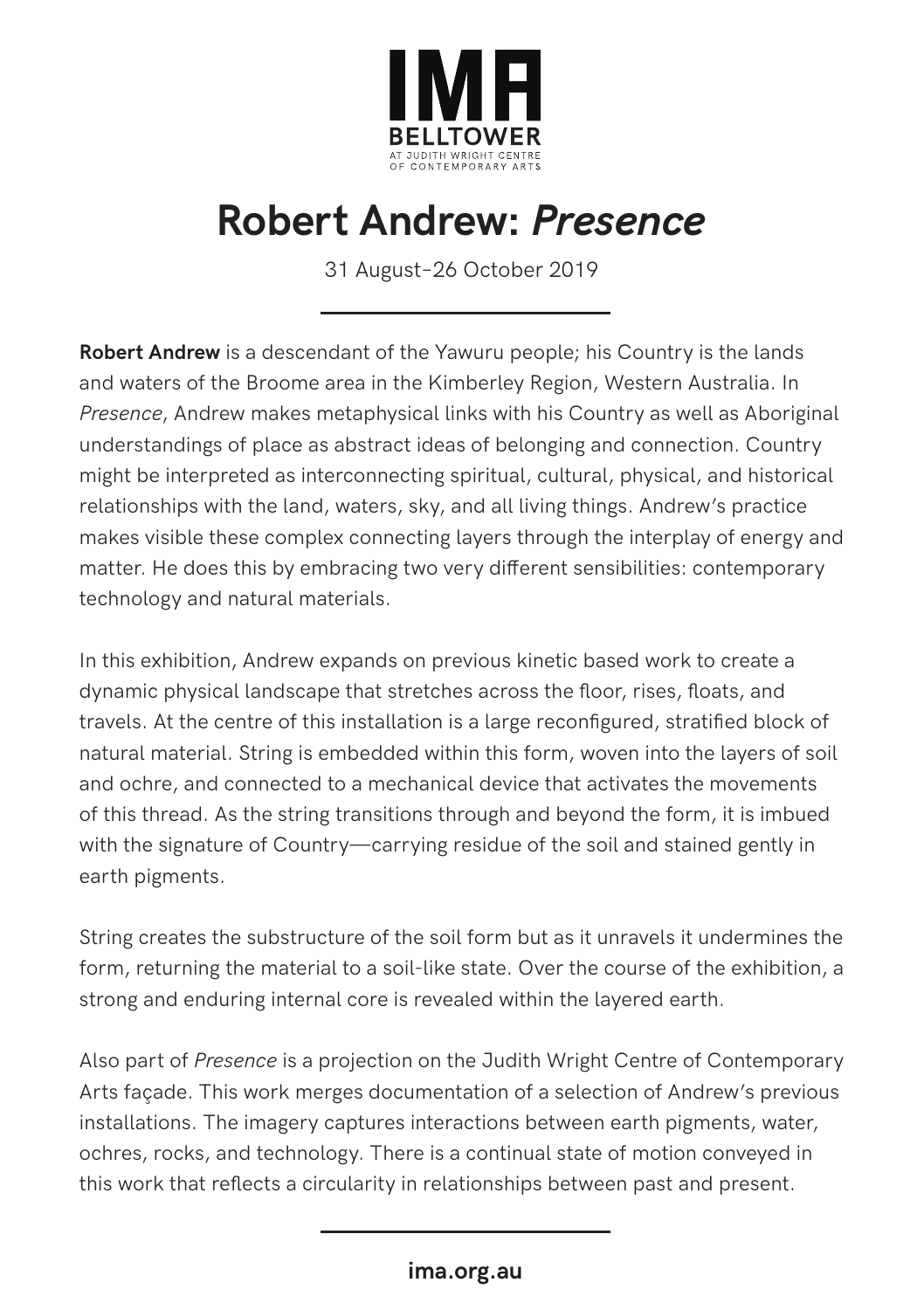IMA
BELLTOWER
AT JUDITH WRIGHT CENTRE OF CONTEMPORARY ARTS

# Robert Andrew: *Presence*

31 August–26 October 2019

**Robert Andrew** is a descendant of the Yawuru people; his Country is the lands and waters of the Broome area in the Kimberley Region, Western Australia. In *Presence*, Andrew makes metaphysical links with his Country as well as Aboriginal understandings of place as abstract ideas of belonging and connection. Country might be interpreted as interconnecting spiritual, cultural, physical, and historical relationships with the land, waters, sky, and all living things. Andrew's practice makes visible these complex connecting layers through the interplay of energy and matter. He does this by embracing two very different sensibilities: contemporary technology and natural materials.

In this exhibition, Andrew expands on previous kinetic based work to create a dynamic physical landscape that stretches across the floor, rises, floats, and travels. At the centre of this installation is a large reconfigured, stratified block of natural material. String is embedded within this form, woven into the layers of soil and ochre, and connected to a mechanical device that activates the movements of this thread. As the string transitions through and beyond the form, it is imbued with the signature of Country—carrying residue of the soil and stained gently in earth pigments.

String creates the substructure of the soil form but as it unravels it undermines the form, returning the material to a soil-like state. Over the course of the exhibition, a strong and enduring internal core is revealed within the layered earth.

Also part of *Presence* is a projection on the Judith Wright Centre of Contemporary Arts façade. This work merges documentation of a selection of Andrew's previous installations. The imagery captures interactions between earth pigments, water, ochres, rocks, and technology. There is a continual state of motion conveyed in this work that reflects a circularity in relationships between past and present.

**ima.org.au**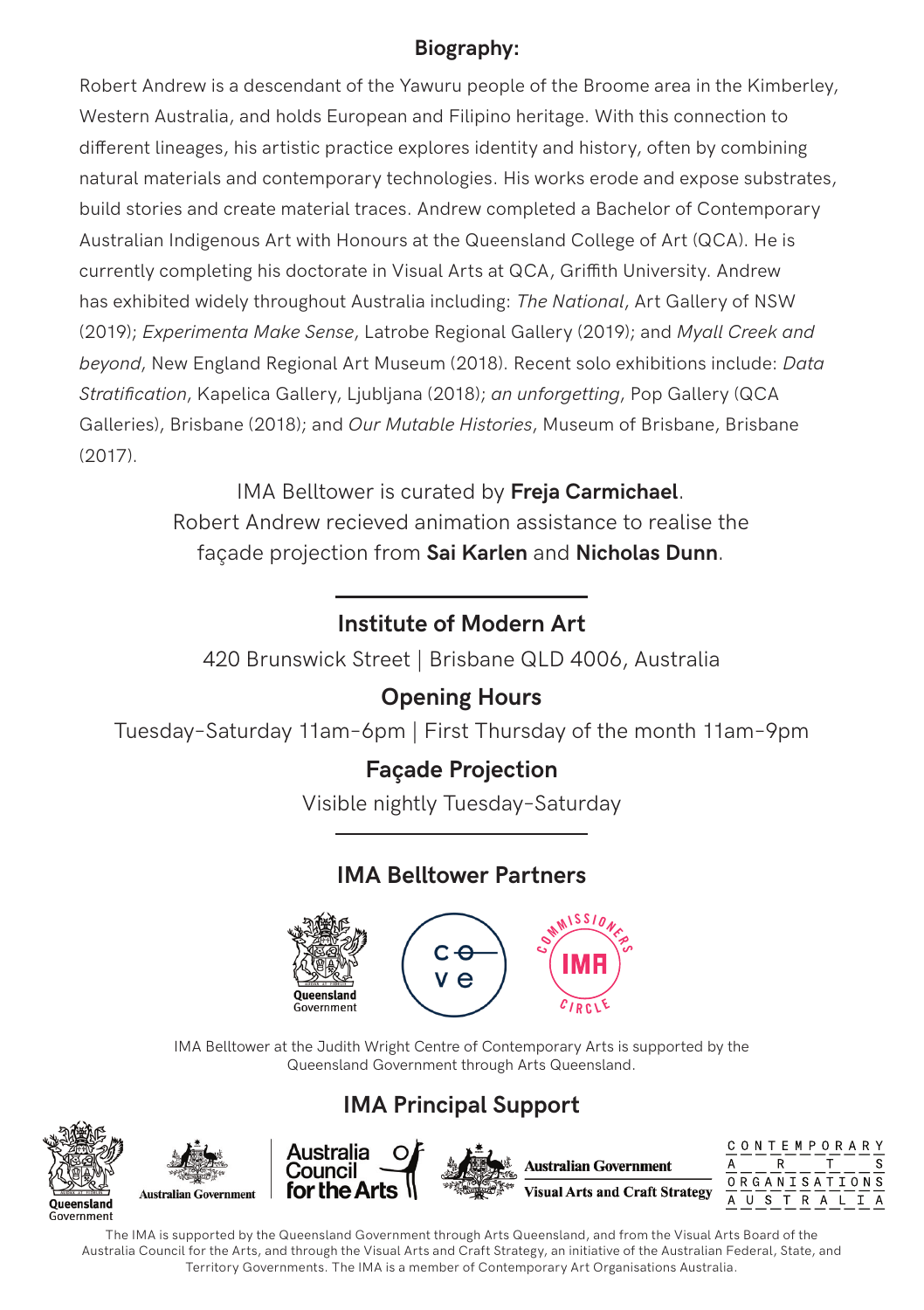## Biography:

Robert Andrew is a descendant of the Yawuru people of the Broome area in the Kimberley, Western Australia, and holds European and Filipino heritage. With this connection to different lineages, his artistic practice explores identity and history, often by combining natural materials and contemporary technologies. His works erode and expose substrates, build stories and create material traces. Andrew completed a Bachelor of Contemporary Australian Indigenous Art with Honours at the Queensland College of Art (QCA). He is currently completing his doctorate in Visual Arts at QCA, Griffith University. Andrew has exhibited widely throughout Australia including: *The National*, Art Gallery of NSW (2019); *Experimenta Make Sense*, Latrobe Regional Gallery (2019); and *Myall Creek and beyond*, New England Regional Art Museum (2018). Recent solo exhibitions include: *Data Stratification*, Kapelica Gallery, Ljubljana (2018); *an unforgetting*, Pop Gallery (QCA Galleries), Brisbane (2018); and *Our Mutable Histories*, Museum of Brisbane, Brisbane (2017).

IMA Belltower is curated by **Freja Carmichael**.
Robert Andrew recieved animation assistance to realise the façade projection from **Sai Karlen** and **Nicholas Dunn**.

---

## Institute of Modern Art

420 Brunswick Street | Brisbane QLD 4006, Australia

## Opening Hours

Tuesday-Saturday 11am-6pm | First Thursday of the month 11am-9pm

## Façade Projection

Visible nightly Tuesday-Saturday

---

## IMA Belltower Partners

Queensland Government

co ve

Commissioners Circle IMA

IMA Belltower at the Judith Wright Centre of Contemporary Arts is supported by the Queensland Government through Arts Queensland.

## IMA Principal Support

Queensland Government

Australian Government

Australia Council for the Arts

Australian Government Visual Arts and Craft Strategy

Contemporary Arts Organisations Australia

The IMA is supported by the Queensland Government through Arts Queensland, and from the Visual Arts Board of the Australia Council for the Arts, and through the Visual Arts and Craft Strategy, an initiative of the Australian Federal, State, and Territory Governments. The IMA is a member of Contemporary Art Organisations Australia.